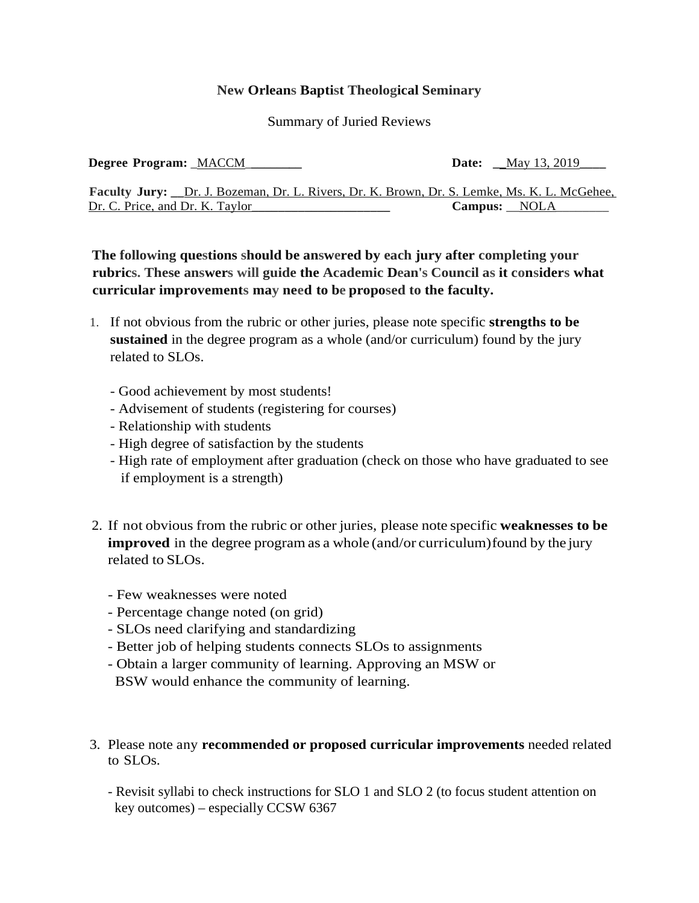**New Orleans Baptist Theological Seminary**

Summary of Juried Reviews

**Degree Program:** _MACCM_________ **Date:** __May 13, 2019____

**Faculty Jury:** __Dr. J. Bozeman, Dr. L. Rivers, Dr. K. Brown, Dr. S. Lemke, Ms. K. L. McGehee, Dr. C. Price, and Dr. K. Taylor______________________ **Campus:** __NOLA________

**The following questions should be answered by each jury after completing your rubrics. These answers will guide the Academic Dean's Council as it considers what curricular improvements may need to be proposed to the faculty.**

1. If not obvious from the rubric or other juries, please note specific **strengths to be sustained** in the degree program as a whole (and/or curriculum) found by the jury related to SLOs.

   - Good achievement by most students!
   - Advisement of students (registering for courses)
   - Relationship with students
   - High degree of satisfaction by the students
   - High rate of employment after graduation (check on those who have graduated to see if employment is a strength)

2. If not obvious from the rubric or other juries, please note specific **weaknesses to be improved** in the degree program as a whole (and/or curriculum) found by the jury related to SLOs.

   - Few weaknesses were noted
   - Percentage change noted (on grid)
   - SLOs need clarifying and standardizing
   - Better job of helping students connects SLOs to assignments
   - Obtain a larger community of learning. Approving an MSW or BSW would enhance the community of learning.

3. Please note any **recommended or proposed curricular improvements** needed related to SLOs.

   - Revisit syllabi to check instructions for SLO 1 and SLO 2 (to focus student attention on key outcomes) – especially CCSW 6367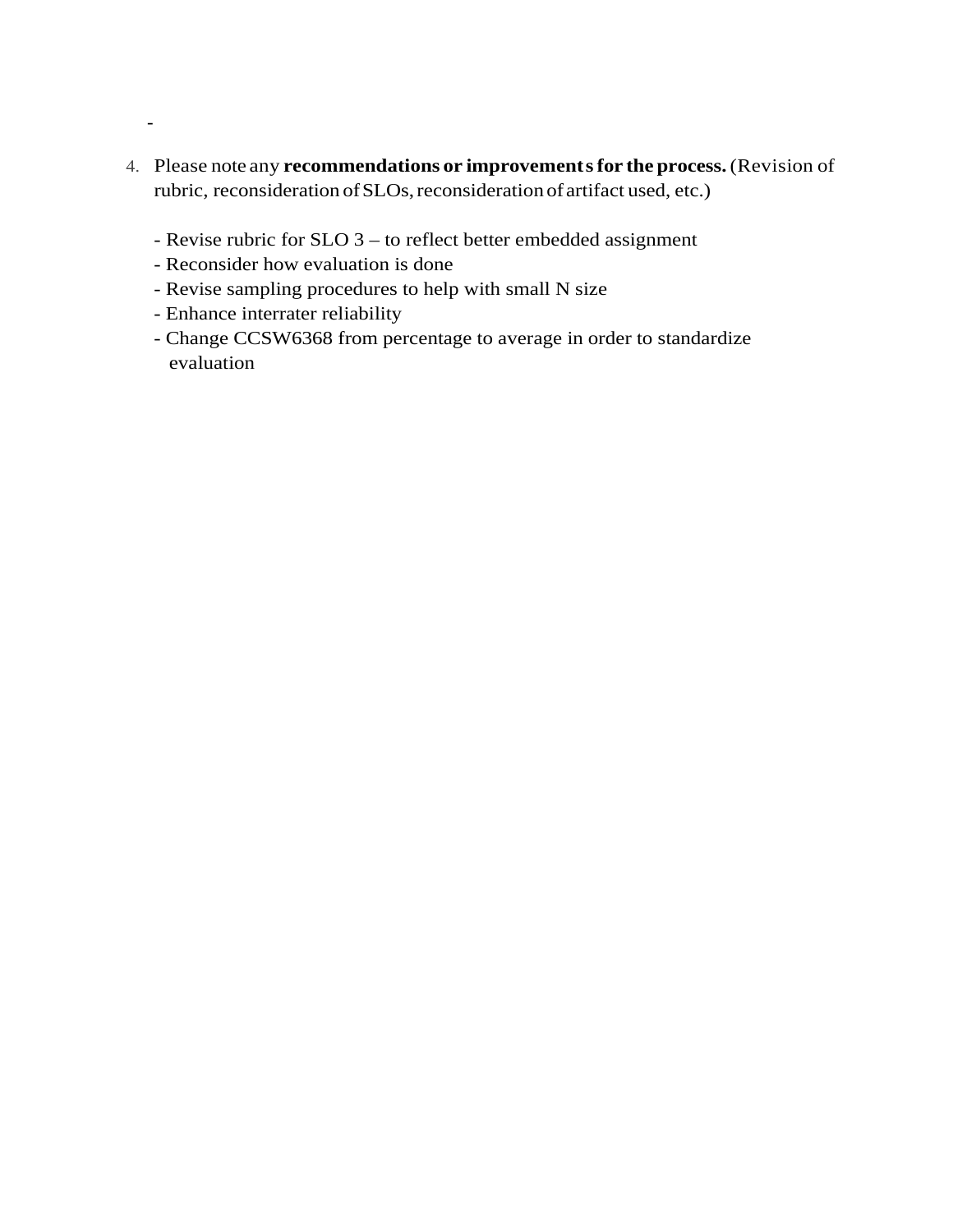-

4. Please note any **recommendations or improvements for the process.** (Revision of rubric, reconsideration of SLOs, reconsideration of artifact used, etc.)

   - Revise rubric for SLO 3 – to reflect better embedded assignment
   - Reconsider how evaluation is done
   - Revise sampling procedures to help with small N size
   - Enhance interrater reliability
   - Change CCSW6368 from percentage to average in order to standardize evaluation